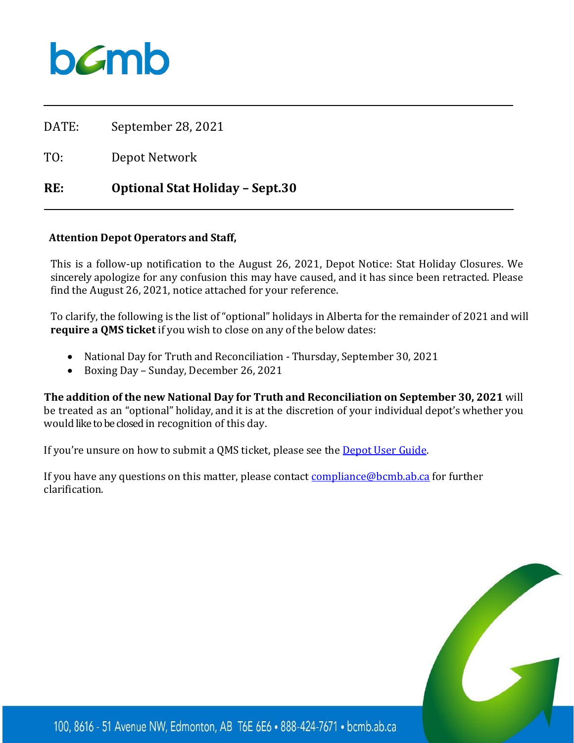DATE: September 28, 2021

TO: Depot Network

**RE: Optional Stat Holiday – Sept.30**

---

**Attention Depot Operators and Staff,**

This is a follow-up notification to the August 26, 2021, Depot Notice: Stat Holiday Closures. We sincerely apologize for any confusion this may have caused, and it has since been retracted. Please find the August 26, 2021, notice attached for your reference.

To clarify, the following is the list of "optional" holidays in Alberta for the remainder of 2021 and will **require a QMS ticket** if you wish to close on any of the below dates:

- National Day for Truth and Reconciliation - Thursday, September 30, 2021
- Boxing Day – Sunday, December 26, 2021

**The addition of the new National Day for Truth and Reconciliation on September 30, 2021** will be treated as an "optional" holiday, and it is at the discretion of your individual depot's whether you would like to be closed in recognition of this day.

If you're unsure on how to submit a QMS ticket, please see the [Depot User Guide]().

If you have any questions on this matter, please contact [compliance@bcmb.ab.ca](mailto:compliance@bcmb.ab.ca) for further clarification.

100, 8616 - 51 Avenue NW, Edmonton, AB T6E 6E6 • 888-424-7671 • bcmb.ab.ca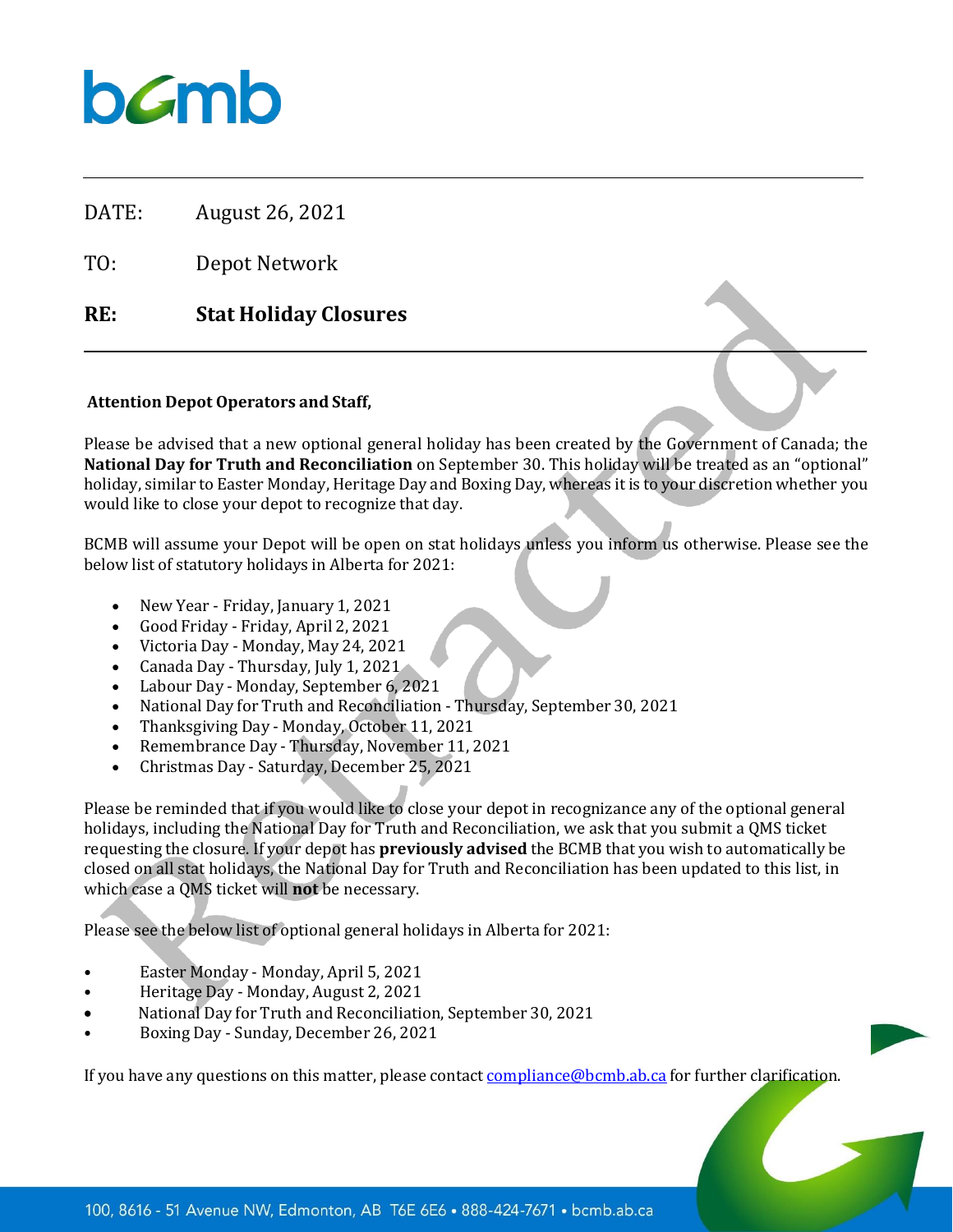DATE: August 26, 2021

TO: Depot Network

**RE: Stat Holiday Closures**

**Attention Depot Operators and Staff,**

Please be advised that a new optional general holiday has been created by the Government of Canada; the **National Day for Truth and Reconciliation** on September 30. This holiday will be treated as an "optional" holiday, similar to Easter Monday, Heritage Day and Boxing Day, whereas it is to your discretion whether you would like to close your depot to recognize that day.

BCMB will assume your Depot will be open on stat holidays unless you inform us otherwise. Please see the below list of statutory holidays in Alberta for 2021:

- New Year - Friday, January 1, 2021
- Good Friday - Friday, April 2, 2021
- Victoria Day - Monday, May 24, 2021
- Canada Day - Thursday, July 1, 2021
- Labour Day - Monday, September 6, 2021
- National Day for Truth and Reconciliation - Thursday, September 30, 2021
- Thanksgiving Day - Monday, October 11, 2021
- Remembrance Day - Thursday, November 11, 2021
- Christmas Day - Saturday, December 25, 2021

Please be reminded that if you would like to close your depot in recognizance any of the optional general holidays, including the National Day for Truth and Reconciliation, we ask that you submit a QMS ticket requesting the closure. If your depot has **previously advised** the BCMB that you wish to automatically be closed on all stat holidays, the National Day for Truth and Reconciliation has been updated to this list, in which case a QMS ticket will **not** be necessary.

Please see the below list of optional general holidays in Alberta for 2021:

- Easter Monday - Monday, April 5, 2021
- Heritage Day - Monday, August 2, 2021
- National Day for Truth and Reconciliation, September 30, 2021
- Boxing Day - Sunday, December 26, 2021

If you have any questions on this matter, please contact compliance@bcmb.ab.ca for further clarification.

Retracted

100, 8616 - 51 Avenue NW, Edmonton, AB T6E 6E6 • 888-424-7671 • bcmb.ab.ca